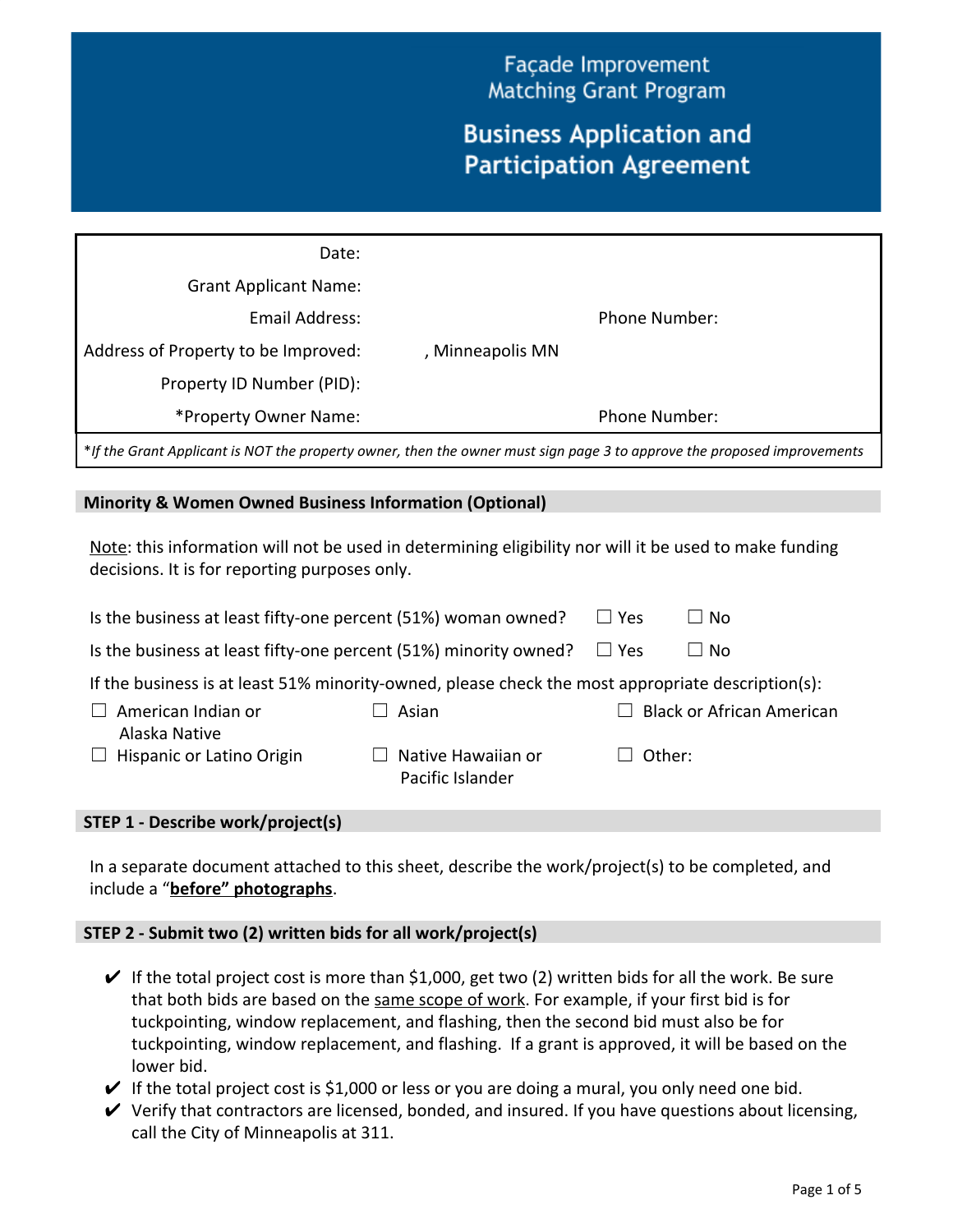# Façade Improvement Matching Grant Program

## Business Application and Participation Agreement

| | | | |
|---|---|---|---|
| Date: | | | |
| Grant Applicant Name: | | | |
| Email Address: | | Phone Number: | |
| Address of Property to be Improved: | , Minneapolis MN | | |
| Property ID Number (PID): | | | |
| *Property Owner Name: | | Phone Number: | |

*\*If the Grant Applicant is NOT the property owner, then the owner must sign page 3 to approve the proposed improvements*

### Minority & Women Owned Business Information (Optional)

Note: this information will not be used in determining eligibility nor will it be used to make funding decisions. It is for reporting purposes only.

Is the business at least fifty-one percent (51%) woman owned? ☐ Yes ☐ No

Is the business at least fifty-one percent (51%) minority owned? ☐ Yes ☐ No

If the business is at least 51% minority-owned, please check the most appropriate description(s):

- ☐ American Indian or Alaska Native
- ☐ Asian
- ☐ Black or African American
- ☐ Hispanic or Latino Origin
- ☐ Native Hawaiian or Pacific Islander
- ☐ Other:

### STEP 1 - Describe work/project(s)

In a separate document attached to this sheet, describe the work/project(s) to be completed, and include a "**before" photographs**.

### STEP 2 - Submit two (2) written bids for all work/project(s)

- ✔ If the total project cost is more than $1,000, get two (2) written bids for all the work. Be sure that both bids are based on the same scope of work. For example, if your first bid is for tuckpointing, window replacement, and flashing, then the second bid must also be for tuckpointing, window replacement, and flashing. If a grant is approved, it will be based on the lower bid.
- ✔ If the total project cost is $1,000 or less or you are doing a mural, you only need one bid.
- ✔ Verify that contractors are licensed, bonded, and insured. If you have questions about licensing, call the City of Minneapolis at 311.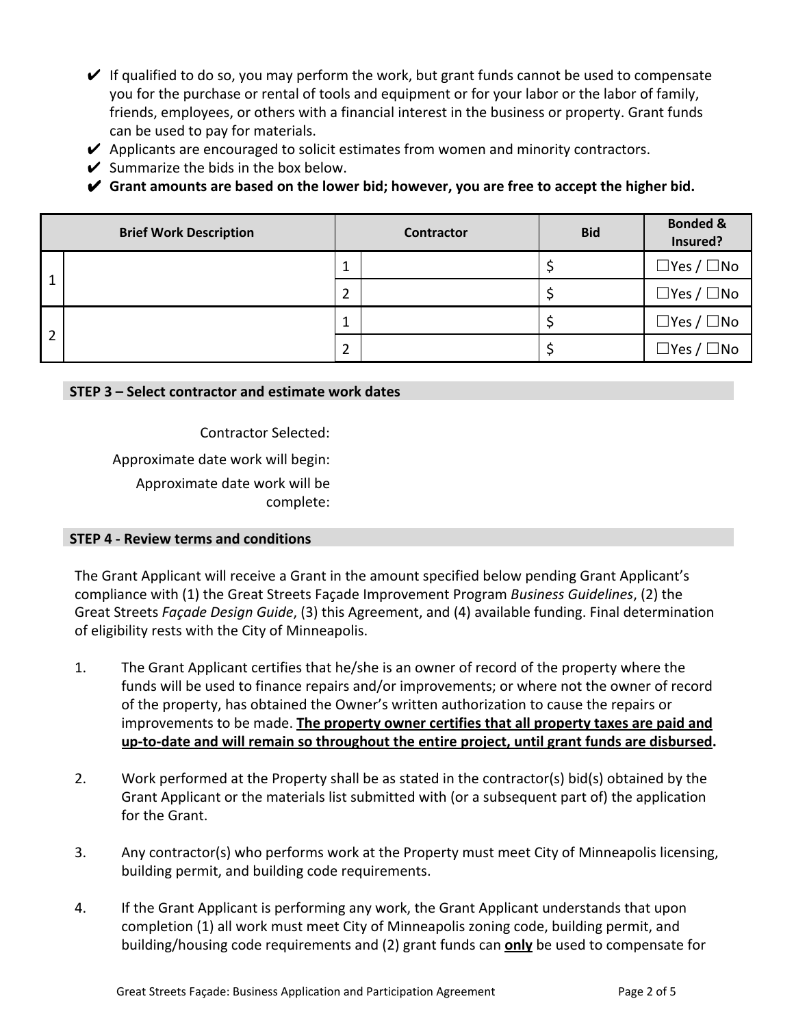- ✔ If qualified to do so, you may perform the work, but grant funds cannot be used to compensate you for the purchase or rental of tools and equipment or for your labor or the labor of family, friends, employees, or others with a financial interest in the business or property. Grant funds can be used to pay for materials.
- ✔ Applicants are encouraged to solicit estimates from women and minority contractors.
- ✔ Summarize the bids in the box below.
- ✔ **Grant amounts are based on the lower bid; however, you are free to accept the higher bid.**

| | Brief Work Description | | Contractor | Bid | Bonded & Insured? |
|---|---|---|---|---|---|
| 1 | | 1 | | $ | ☐Yes / ☐No |
| | | 2 | | $ | ☐Yes / ☐No |
| 2 | | 1 | | $ | ☐Yes / ☐No |
| | | 2 | | $ | ☐Yes / ☐No |

## STEP 3 – Select contractor and estimate work dates

Contractor Selected:

Approximate date work will begin:

Approximate date work will be complete:

## STEP 4 - Review terms and conditions

The Grant Applicant will receive a Grant in the amount specified below pending Grant Applicant's compliance with (1) the Great Streets Façade Improvement Program *Business Guidelines*, (2) the Great Streets *Façade Design Guide*, (3) this Agreement, and (4) available funding. Final determination of eligibility rests with the City of Minneapolis.

1. The Grant Applicant certifies that he/she is an owner of record of the property where the funds will be used to finance repairs and/or improvements; or where not the owner of record of the property, has obtained the Owner's written authorization to cause the repairs or improvements to be made. **<u>The property owner certifies that all property taxes are paid and up-to-date and will remain so throughout the entire project, until grant funds are disbursed</u>.**

2. Work performed at the Property shall be as stated in the contractor(s) bid(s) obtained by the Grant Applicant or the materials list submitted with (or a subsequent part of) the application for the Grant.

3. Any contractor(s) who performs work at the Property must meet City of Minneapolis licensing, building permit, and building code requirements.

4. If the Grant Applicant is performing any work, the Grant Applicant understands that upon completion (1) all work must meet City of Minneapolis zoning code, building permit, and building/housing code requirements and (2) grant funds can **<u>only</u>** be used to compensate for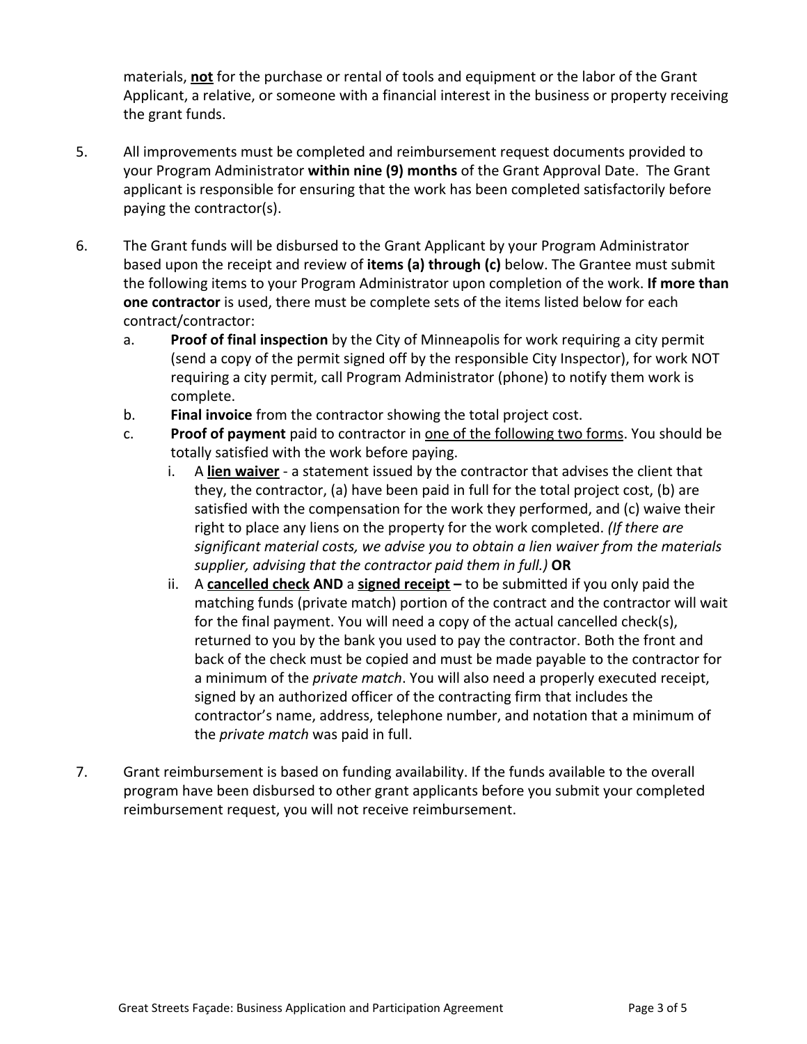materials, **not** for the purchase or rental of tools and equipment or the labor of the Grant Applicant, a relative, or someone with a financial interest in the business or property receiving the grant funds.

5. All improvements must be completed and reimbursement request documents provided to your Program Administrator **within nine (9) months** of the Grant Approval Date. The Grant applicant is responsible for ensuring that the work has been completed satisfactorily before paying the contractor(s).

6. The Grant funds will be disbursed to the Grant Applicant by your Program Administrator based upon the receipt and review of **items (a) through (c)** below. The Grantee must submit the following items to your Program Administrator upon completion of the work. **If more than one contractor** is used, there must be complete sets of the items listed below for each contract/contractor:
   a. **Proof of final inspection** by the City of Minneapolis for work requiring a city permit (send a copy of the permit signed off by the responsible City Inspector), for work NOT requiring a city permit, call Program Administrator (phone) to notify them work is complete.
   b. **Final invoice** from the contractor showing the total project cost.
   c. **Proof of payment** paid to contractor in one of the following two forms. You should be totally satisfied with the work before paying.
      i. A **lien waiver** - a statement issued by the contractor that advises the client that they, the contractor, (a) have been paid in full for the total project cost, (b) are satisfied with the compensation for the work they performed, and (c) waive their right to place any liens on the property for the work completed. *(If there are significant material costs, we advise you to obtain a lien waiver from the materials supplier, advising that the contractor paid them in full.)* **OR**
      ii. A **cancelled check** **AND** a **signed receipt –** to be submitted if you only paid the matching funds (private match) portion of the contract and the contractor will wait for the final payment. You will need a copy of the actual cancelled check(s), returned to you by the bank you used to pay the contractor. Both the front and back of the check must be copied and must be made payable to the contractor for a minimum of the *private match*. You will also need a properly executed receipt, signed by an authorized officer of the contracting firm that includes the contractor's name, address, telephone number, and notation that a minimum of the *private match* was paid in full.

7. Grant reimbursement is based on funding availability. If the funds available to the overall program have been disbursed to other grant applicants before you submit your completed reimbursement request, you will not receive reimbursement.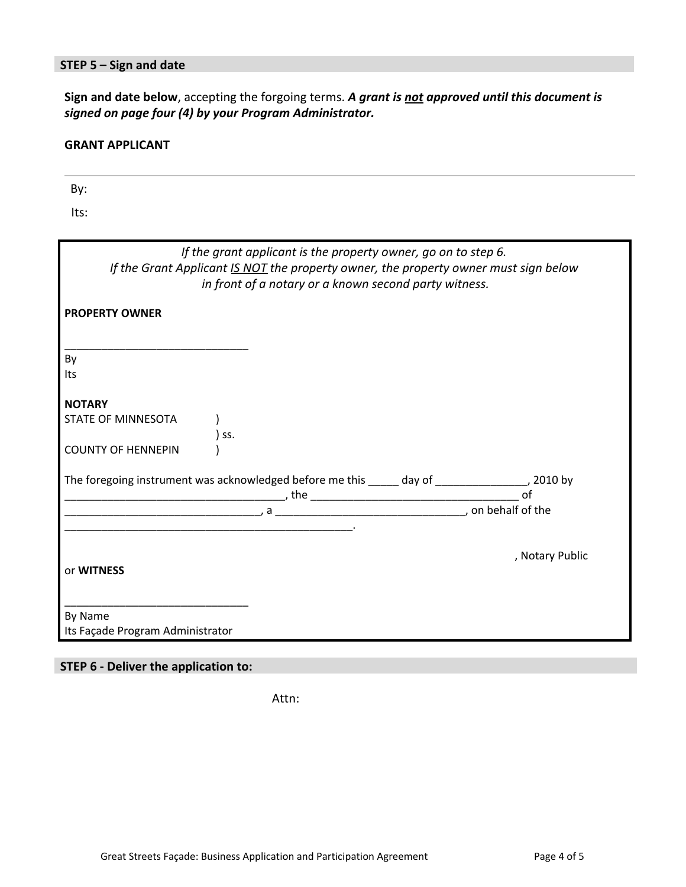## STEP 5 – Sign and date

**Sign and date below**, accepting the forgoing terms. ***A grant is not approved until this document is signed on page four (4) by your Program Administrator.***

**GRANT APPLICANT**

\_\_\_\_\_\_\_\_\_\_\_\_\_\_\_\_\_\_\_\_\_\_\_\_\_\_\_\_\_\_\_\_\_\_\_\_\_\_\_\_\_\_\_\_\_\_\_\_\_\_\_\_\_\_\_\_\_\_\_\_\_\_\_\_\_\_\_\_\_\_\_\_

By:

Its:

---

*If the grant applicant is the property owner, go on to step 6.*
*If the Grant Applicant IS NOT the property owner, the property owner must sign below in front of a notary or a known second party witness.*

**PROPERTY OWNER**

______________________________

By

Its

**NOTARY**

STATE OF MINNESOTA )
) ss.
COUNTY OF HENNEPIN )

The foregoing instrument was acknowledged before me this _____ day of _______________, 2010 by ___________________________________, the __________________________________ of ________________________________, a ______________________________, on behalf of the ______________________________________________.

, Notary Public

or **WITNESS**

______________________________

By Name

Its Façade Program Administrator

---

## STEP 6 - Deliver the application to:

Attn: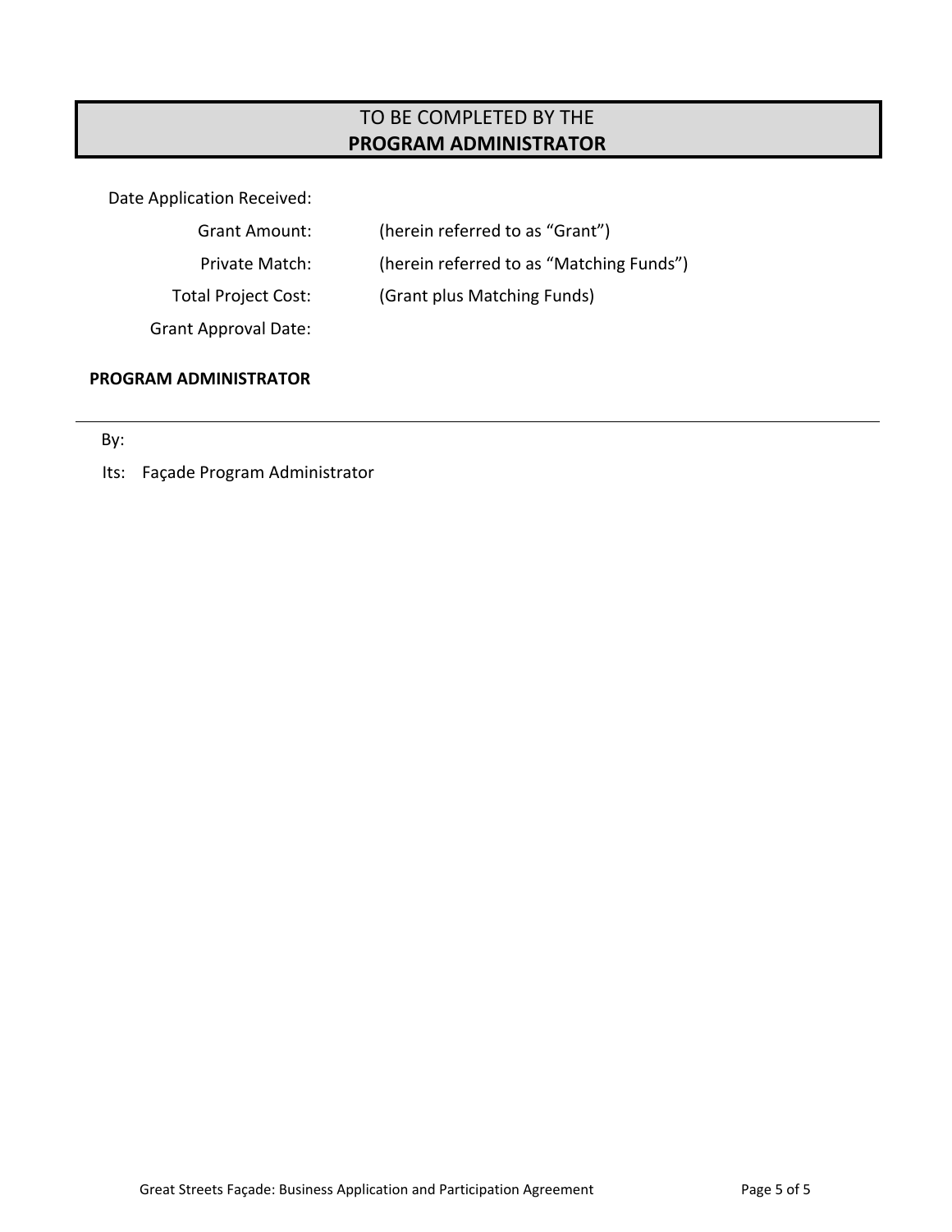## TO BE COMPLETED BY THE **PROGRAM ADMINISTRATOR**

Date Application Received:

Grant Amount: (herein referred to as "Grant")

Private Match: (herein referred to as "Matching Funds")

Total Project Cost: (Grant plus Matching Funds)

Grant Approval Date:

**PROGRAM ADMINISTRATOR**

---

By:

Its: Façade Program Administrator